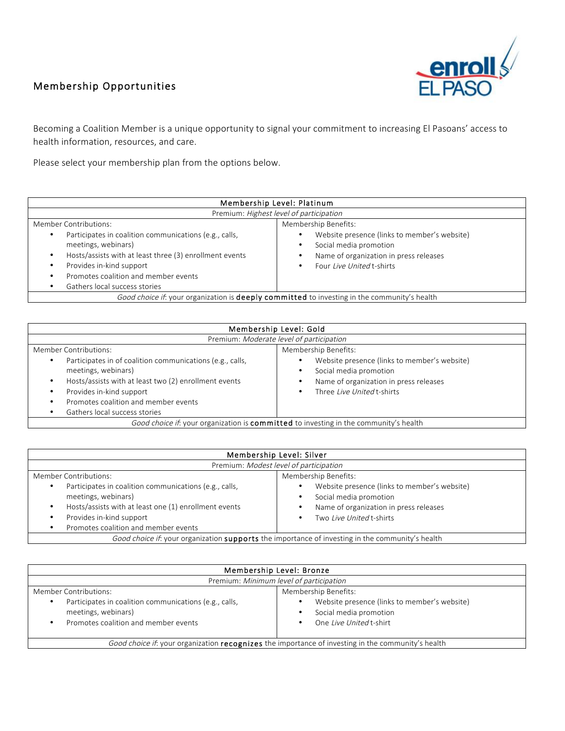## Membership Opportunities

Becoming a Coalition Member is a unique opportunity to signal your commitment to increasing El Pasoans' access to health information, resources, and care.

Please select your membership plan from the options below.

| Membership Level: Platinum | |
|---|---|
| Premium: *Highest level of participation* | |
| Member Contributions:<br>• Participates in of coalition communications (e.g., calls, meetings, webinars)<br>• Hosts/assists with at least three (3) enrollment events<br>• Provides in-kind support<br>• Promotes coalition and member events<br>• Gathers local success stories | Membership Benefits:<br>• Website presence (links to member's website)<br>• Social media promotion<br>• Name of organization in press releases<br>• Four *Live United* t-shirts |
| *Good choice if*: your organization is **deeply committed** to investing in the community's health | |

| Membership Level: Gold | |
|---|---|
| Premium: *Moderate level of participation* | |
| Member Contributions:<br>• Participates in of coalition communications (e.g., calls, meetings, webinars)<br>• Hosts/assists with at least two (2) enrollment events<br>• Provides in-kind support<br>• Promotes coalition and member events<br>• Gathers local success stories | Membership Benefits:<br>• Website presence (links to member's website)<br>• Social media promotion<br>• Name of organization in press releases<br>• Three *Live United* t-shirts |
| *Good choice if*: your organization is **committed** to investing in the community's health | |

| Membership Level: Silver | |
|---|---|
| Premium: *Modest level of participation* | |
| Member Contributions:<br>• Participates in coalition communications (e.g., calls, meetings, webinars)<br>• Hosts/assists with at least one (1) enrollment events<br>• Provides in-kind support<br>• Promotes coalition and member events | Membership Benefits:<br>• Website presence (links to member's website)<br>• Social media promotion<br>• Name of organization in press releases<br>• Two *Live United* t-shirts |
| *Good choice if*: your organization **supports** the importance of investing in the community's health | |

| Membership Level: Bronze | |
|---|---|
| Premium: *Minimum level of participation* | |
| Member Contributions:<br>• Participates in coalition communications (e.g., calls, meetings, webinars)<br>• Promotes coalition and member events | Membership Benefits:<br>• Website presence (links to member's website)<br>• Social media promotion<br>• One *Live United* t-shirt |
| *Good choice if*: your organization **recognizes** the importance of investing in the community's health | |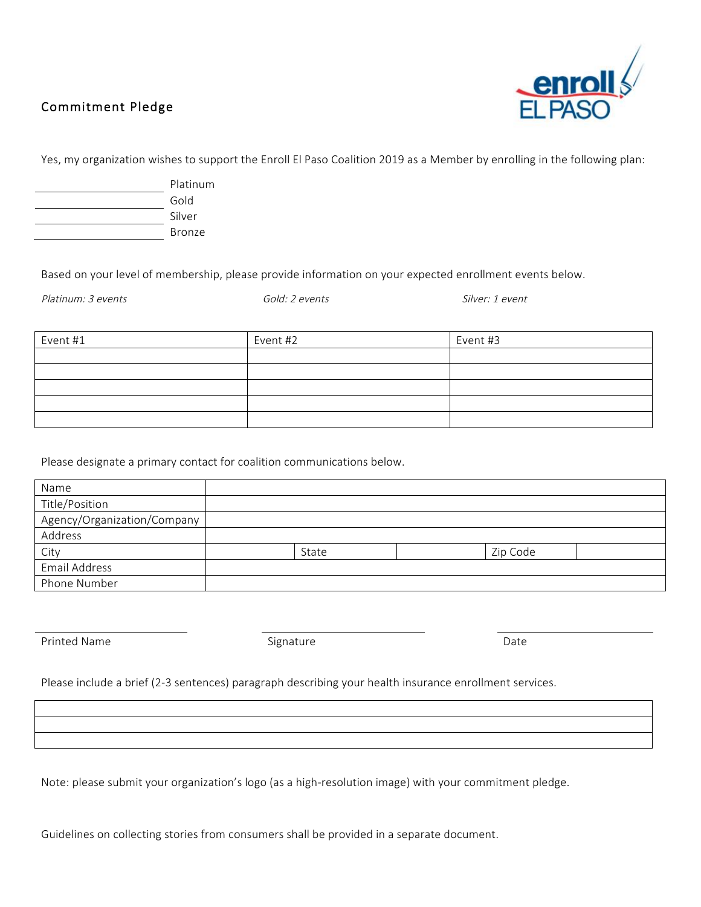## Commitment Pledge

Yes, my organization wishes to support the Enroll El Paso Coalition 2019 as a Member by enrolling in the following plan:

______________ Platinum
______________ Gold
______________ Silver
______________ Bronze

Based on your level of membership, please provide information on your expected enrollment events below.

*Platinum: 3 events* *Gold: 2 events* *Silver: 1 event*

| Event #1 | Event #2 | Event #3 |
|---|---|---|
| | | |
| | | |
| | | |
| | | |
| | | |

Please designate a primary contact for coalition communications below.

| | | | | | |
|---|---|---|---|---|---|
| Name | | | | | |
| Title/Position | | | | | |
| Agency/Organization/Company | | | | | |
| Address | | | | | |
| City | | State | | Zip Code | |
| Email Address | | | | | |
| Phone Number | | | | | |

______________________ ______________________ ______________________
Printed Name Signature Date

Please include a brief (2-3 sentences) paragraph describing your health insurance enrollment services.

| |
|---|
| |
| |

Note: please submit your organization's logo (as a high-resolution image) with your commitment pledge.

Guidelines on collecting stories from consumers shall be provided in a separate document.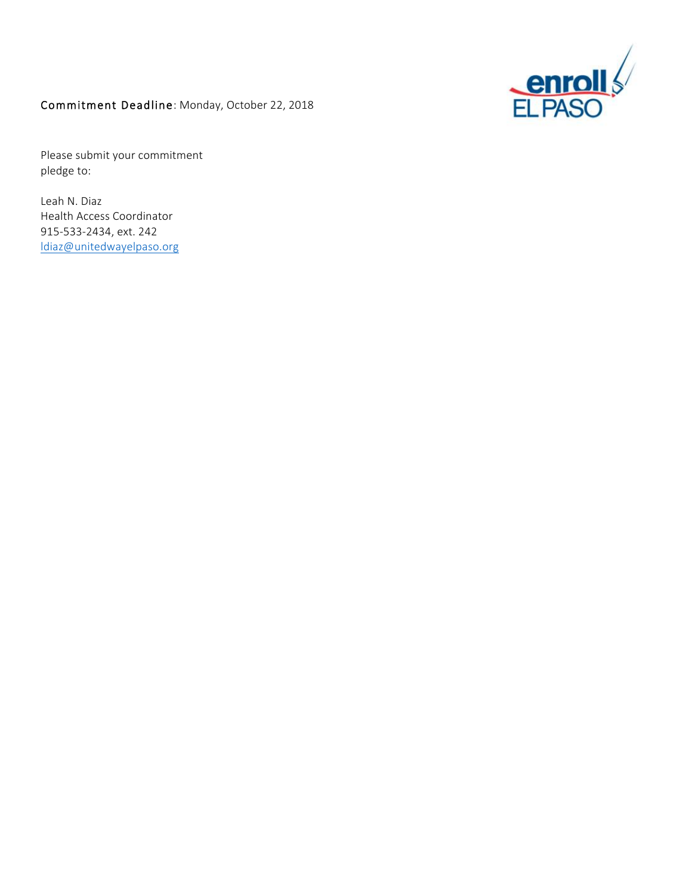**Commitment Deadline**: Monday, October 22, 2018

Please submit your commitment pledge to:

Leah N. Diaz
Health Access Coordinator
915-533-2434, ext. 242
ldiaz@unitedwayelpaso.org